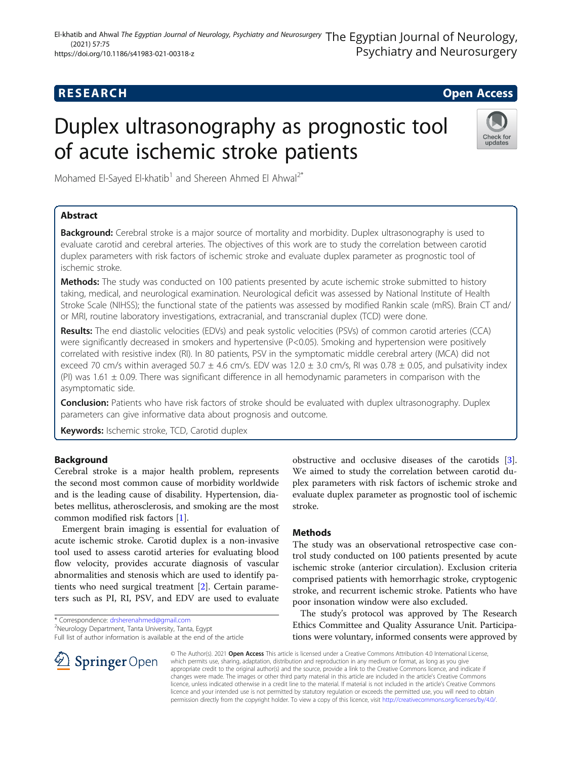RESEARCH

Open Access

# Duplex ultrasonography as prognostic tool of acute ischemic stroke patients

Mohamed El-Sayed El-khatib[1] and Shereen Ahmed El Ahwal[2*]

## Abstract

**Background:** Cerebral stroke is a major source of mortality and morbidity. Duplex ultrasonography is used to evaluate carotid and cerebral arteries. The objectives of this work are to study the correlation between carotid duplex parameters with risk factors of ischemic stroke and evaluate duplex parameter as prognostic tool of ischemic stroke.

**Methods:** The study was conducted on 100 patients presented by acute ischemic stroke submitted to history taking, medical, and neurological examination. Neurological deficit was assessed by National Institute of Health Stroke Scale (NIHSS); the functional state of the patients was assessed by modified Rankin scale (mRS). Brain CT and/or MRI, routine laboratory investigations, extracranial, and transcranial duplex (TCD) were done.

**Results:** The end diastolic velocities (EDVs) and peak systolic velocities (PSVs) of common carotid arteries (CCA) were significantly decreased in smokers and hypertensive ($P<0.05$). Smoking and hypertension were positively correlated with resistive index (RI). In 80 patients, PSV in the symptomatic middle cerebral artery (MCA) did not exceed 70 cm/s within averaged 50.7 ± 4.6 cm/s. EDV was 12.0 ± 3.0 cm/s, RI was 0.78 ± 0.05, and pulsativity index (PI) was 1.61 ± 0.09. There was significant difference in all hemodynamic parameters in comparison with the asymptomatic side.

**Conclusion:** Patients who have risk factors of stroke should be evaluated with duplex ultrasonography. Duplex parameters can give informative data about prognosis and outcome.

**Keywords:** Ischemic stroke, TCD, Carotid duplex

## Background

Cerebral stroke is a major health problem, represents the second most common cause of morbidity worldwide and is the leading cause of disability. Hypertension, diabetes mellitus, atherosclerosis, and smoking are the most common modified risk factors [1].

Emergent brain imaging is essential for evaluation of acute ischemic stroke. Carotid duplex is a non-invasive tool used to assess carotid arteries for evaluating blood flow velocity, provides accurate diagnosis of vascular abnormalities and stenosis which are used to identify patients who need surgical treatment [2]. Certain parameters such as PI, RI, PSV, and EDV are used to evaluate obstructive and occlusive diseases of the carotids [3]. We aimed to study the correlation between carotid duplex parameters with risk factors of ischemic stroke and evaluate duplex parameter as prognostic tool of ischemic stroke.

## Methods

The study was an observational retrospective case control study conducted on 100 patients presented by acute ischemic stroke (anterior circulation). Exclusion criteria comprised patients with hemorrhagic stroke, cryptogenic stroke, and recurrent ischemic stroke. Patients who have poor insonation window were also excluded.

The study's protocol was approved by The Research Ethics Committee and Quality Assurance Unit. Participations were voluntary, informed consents were approved by

\* Correspondence: drsherenahmed@gmail.com
[2]Neurology Department, Tanta University, Tanta, Egypt
Full list of author information is available at the end of the article

© The Author(s). 2021 **Open Access** This article is licensed under a Creative Commons Attribution 4.0 International License, which permits use, sharing, adaptation, distribution and reproduction in any medium or format, as long as you give appropriate credit to the original author(s) and the source, provide a link to the Creative Commons licence, and indicate if changes were made. The images or other third party material in this article are included in the article's Creative Commons licence, unless indicated otherwise in a credit line to the material. If material is not included in the article's Creative Commons licence and your intended use is not permitted by statutory regulation or exceeds the permitted use, you will need to obtain permission directly from the copyright holder. To view a copy of this licence, visit http://creativecommons.org/licenses/by/4.0/.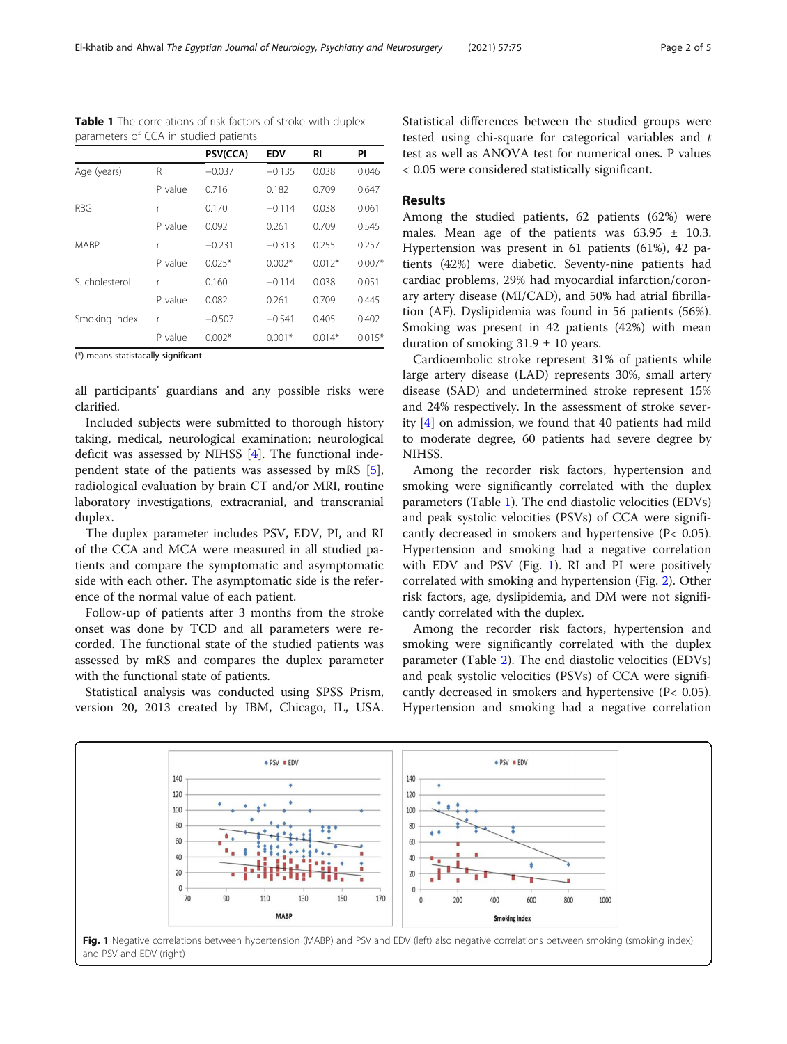**Table 1** The correlations of risk factors of stroke with duplex parameters of CCA in studied patients

| | | PSV(CCA) | EDV | RI | PI |
|---|---|---|---|---|---|
| Age (years) | R | −0.037 | −0.135 | 0.038 | 0.046 |
| | P value | 0.716 | 0.182 | 0.709 | 0.647 |
| RBG | r | 0.170 | −0.114 | 0.038 | 0.061 |
| | P value | 0.092 | 0.261 | 0.709 | 0.545 |
| MABP | r | −0.231 | −0.313 | 0.255 | 0.257 |
| | P value | 0.025* | 0.002* | 0.012* | 0.007* |
| S. cholesterol | r | 0.160 | −0.114 | 0.038 | 0.051 |
| | P value | 0.082 | 0.261 | 0.709 | 0.445 |
| Smoking index | r | −0.507 | −0.541 | 0.405 | 0.402 |
| | P value | 0.002* | 0.001* | 0.014* | 0.015* |

(*) means statistically significant

all participants' guardians and any possible risks were clarified.

Included subjects were submitted to thorough history taking, medical, neurological examination; neurological deficit was assessed by NIHSS [4]. The functional independent state of the patients was assessed by mRS [5], radiological evaluation by brain CT and/or MRI, routine laboratory investigations, extracranial, and transcranial duplex.

The duplex parameter includes PSV, EDV, PI, and RI of the CCA and MCA were measured in all studied patients and compare the symptomatic and asymptomatic side with each other. The asymptomatic side is the reference of the normal value of each patient.

Follow-up of patients after 3 months from the stroke onset was done by TCD and all parameters were recorded. The functional state of the studied patients was assessed by mRS and compares the duplex parameter with the functional state of patients.

Statistical analysis was conducted using SPSS Prism, version 20, 2013 created by IBM, Chicago, IL, USA. Statistical differences between the studied groups were tested using chi-square for categorical variables and *t* test as well as ANOVA test for numerical ones. P values < 0.05 were considered statistically significant.

## Results

Among the studied patients, 62 patients (62%) were males. Mean age of the patients was 63.95 ± 10.3. Hypertension was present in 61 patients (61%), 42 patients (42%) were diabetic. Seventy-nine patients had cardiac problems, 29% had myocardial infarction/coronary artery disease (MI/CAD), and 50% had atrial fibrillation (AF). Dyslipidemia was found in 56 patients (56%). Smoking was present in 42 patients (42%) with mean duration of smoking 31.9 ± 10 years.

Cardioembolic stroke represent 31% of patients while large artery disease (LAD) represents 30%, small artery disease (SAD) and undetermined stroke represent 15% and 24% respectively. In the assessment of stroke severity [4] on admission, we found that 40 patients had mild to moderate degree, 60 patients had severe degree by NIHSS.

Among the recorder risk factors, hypertension and smoking were significantly correlated with the duplex parameters (Table 1). The end diastolic velocities (EDVs) and peak systolic velocities (PSVs) of CCA were significantly decreased in smokers and hypertensive (P< 0.05). Hypertension and smoking had a negative correlation with EDV and PSV (Fig. 1). RI and PI were positively correlated with smoking and hypertension (Fig. 2). Other risk factors, age, dyslipidemia, and DM were not significantly correlated with the duplex.

Among the recorder risk factors, hypertension and smoking were significantly correlated with the duplex parameter (Table 2). The end diastolic velocities (EDVs) and peak systolic velocities (PSVs) of CCA were significantly decreased in smokers and hypertensive (P< 0.05). Hypertension and smoking had a negative correlation

**Fig. 1** Negative correlations between hypertension (MABP) and PSV and EDV (left) also negative correlations between smoking (smoking index) and PSV and EDV (right)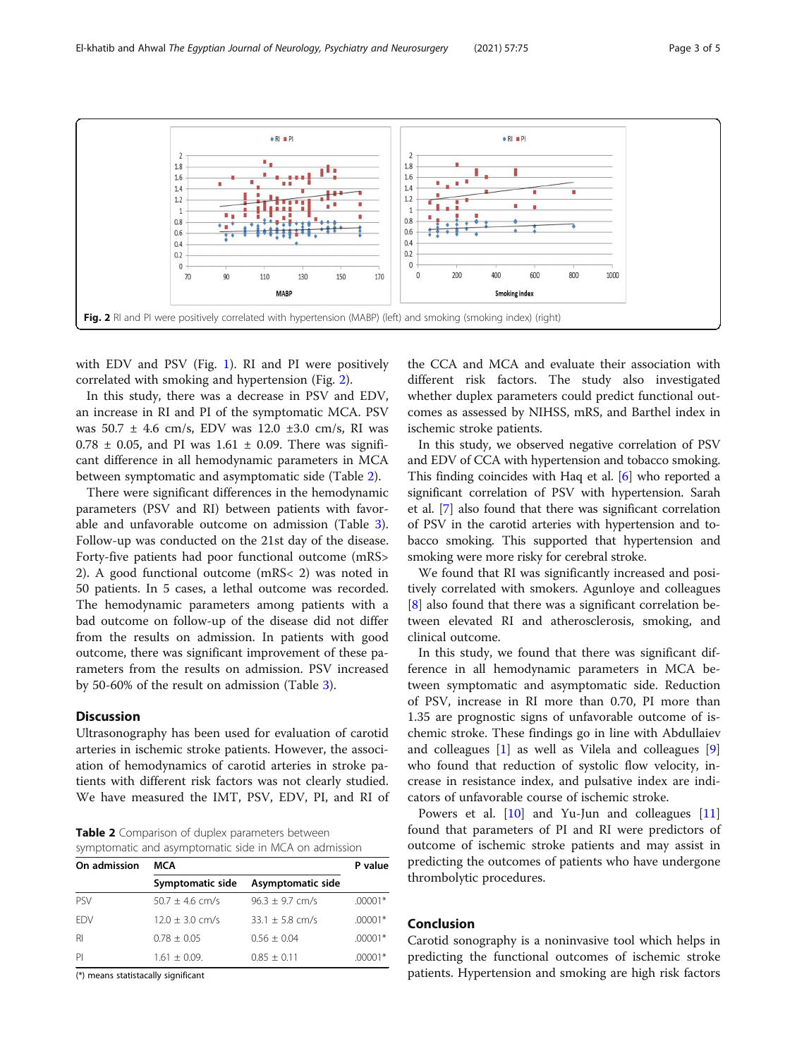Fig. 2 RI and PI were positively correlated with hypertension (MABP) (left) and smoking (smoking index) (right)

with EDV and PSV (Fig. 1). RI and PI were positively correlated with smoking and hypertension (Fig. 2).

In this study, there was a decrease in PSV and EDV, an increase in RI and PI of the symptomatic MCA. PSV was 50.7 ± 4.6 cm/s, EDV was 12.0 ±3.0 cm/s, RI was 0.78 ± 0.05, and PI was 1.61 ± 0.09. There was significant difference in all hemodynamic parameters in MCA between symptomatic and asymptomatic side (Table 2).

There were significant differences in the hemodynamic parameters (PSV and RI) between patients with favorable and unfavorable outcome on admission (Table 3). Follow-up was conducted on the 21st day of the disease. Forty-five patients had poor functional outcome (mRS> 2). A good functional outcome (mRS< 2) was noted in 50 patients. In 5 cases, a lethal outcome was recorded. The hemodynamic parameters among patients with a bad outcome on follow-up of the disease did not differ from the results on admission. In patients with good outcome, there was significant improvement of these parameters from the results on admission. PSV increased by 50-60% of the result on admission (Table 3).

## Discussion

Ultrasonography has been used for evaluation of carotid arteries in ischemic stroke patients. However, the association of hemodynamics of carotid arteries in stroke patients with different risk factors was not clearly studied. We have measured the IMT, PSV, EDV, PI, and RI of the CCA and MCA and evaluate their association with different risk factors. The study also investigated whether duplex parameters could predict functional outcomes as assessed by NIHSS, mRS, and Barthel index in ischemic stroke patients.

**Table 2** Comparison of duplex parameters between symptomatic and asymptomatic side in MCA on admission

| On admission | MCA | | P value |
|---|---|---|---|
| | Symptomatic side | Asymptomatic side | |
| PSV | 50.7 ± 4.6 cm/s | 96.3 ± 9.7 cm/s | .00001* |
| EDV | 12.0 ± 3.0 cm/s | 33.1 ± 5.8 cm/s | .00001* |
| RI | 0.78 ± 0.05 | 0.56 ± 0.04 | .00001* |
| PI | 1.61 ± 0.09. | 0.85 ± 0.11 | .00001* |

(*) means statistacally significant

In this study, we observed negative correlation of PSV and EDV of CCA with hypertension and tobacco smoking. This finding coincides with Haq et al. [6] who reported a significant correlation of PSV with hypertension. Sarah et al. [7] also found that there was significant correlation of PSV in the carotid arteries with hypertension and tobacco smoking. This supported that hypertension and smoking were more risky for cerebral stroke.

We found that RI was significantly increased and positively correlated with smokers. Agunloye and colleagues [8] also found that there was a significant correlation between elevated RI and atherosclerosis, smoking, and clinical outcome.

In this study, we found that there was significant difference in all hemodynamic parameters in MCA between symptomatic and asymptomatic side. Reduction of PSV, increase in RI more than 0.70, PI more than 1.35 are prognostic signs of unfavorable outcome of ischemic stroke. These findings go in line with Abdullaiev and colleagues [1] as well as Vilela and colleagues [9] who found that reduction of systolic flow velocity, increase in resistance index, and pulsative index are indicators of unfavorable course of ischemic stroke.

Powers et al. [10] and Yu-Jun and colleagues [11] found that parameters of PI and RI were predictors of outcome of ischemic stroke patients and may assist in predicting the outcomes of patients who have undergone thrombolytic procedures.

## Conclusion

Carotid sonography is a noninvasive tool which helps in predicting the functional outcomes of ischemic stroke patients. Hypertension and smoking are high risk factors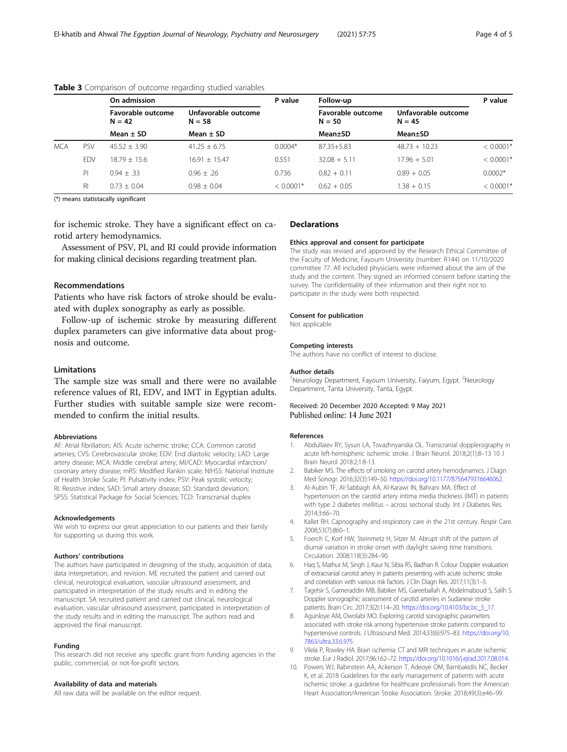**Table 3** Comparison of outcome regarding studied variables

| | | On admission | | P value | Follow-up | | P value |
|---|---|---|---|---|---|---|---|
| | | Favorable outcome N = 42 | Unfavorable outcome N = 58 | | Favorable outcome N = 50 | Unfavorable outcome N = 45 | |
| | | Mean ± SD | Mean ± SD | | Mean±SD | Mean±SD | |
| MCA | PSV | 45.52 ± 3.90 | 41.25 ± 6.75 | 0.0004* | 87.35+5.83 | 48.73 + 10.23 | < 0.0001* |
| | EDV | 18.79 ± 15.6 | 16.91 ± 15.47 | 0.551 | 32.08 + 5.11 | 17.96 + 5.01 | < 0.0001* |
| | PI | 0.94 ± .33 | 0.96 ± .26 | 0.736 | 0.82 + 0.11 | 0.89 + 0.05 | 0.0002* |
| | RI | 0.73 ± 0.04 | 0.98 ± 0.04 | < 0.0001* | 0.62 + 0.05 | 1.38 + 0.15 | < 0.0001* |

(*) means statistacally significant

for ischemic stroke. They have a significant effect on carotid artery hemodynamics.

Assessment of PSV, PI, and RI could provide information for making clinical decisions regarding treatment plan.

## Recommendations

Patients who have risk factors of stroke should be evaluated with duplex sonography as early as possible.

Follow-up of ischemic stroke by measuring different duplex parameters can give informative data about prognosis and outcome.

## Limitations

The sample size was small and there were no available reference values of RI, EDV, and IMT in Egyptian adults. Further studies with suitable sample size were recommended to confirm the initial results.

#### Abbreviations

AF: Atrial fibrillation; AIS: Acute ischemic stroke; CCA: Common carotid arteries; CVS: Cerebrovascular stroke; EDV: End diastolic velocity; LAD: Large artery disease; MCA: Middle cerebral artery; MI/CAD: Myocardial infarction/ coronary artery disease; mRS: Modified Rankin scale; NIHSS: National Institute of Health Stroke Scale; PI: Pulsativity index; PSV: Peak systolic velocity; RI: Resistive index; SAD: Small artery disease; SD: Standard deviation; SPSS: Statistical Package for Social Sciences; TCD: Transcranial duplex

#### Acknowledgements

We wish to express our great appreciation to our patients and their family for supporting us during this work.

#### Authors' contributions

The authors have participated in designing of the study, acquisition of data, data interpretation, and revision. ME recruited the patient and carried out clinical, neurological evaluation, vascular ultrasound assessment, and participated in interpretation of the study results and in editing the manuscript. SA recruited patient and carried out clinical, neurological evaluation, vascular ultrasound assessment, participated in interpretation of the study results and in editing the manuscript. The authors read and approved the final manuscript.

#### Funding

This research did not receive any specific grant from funding agencies in the public, commercial, or not-for-profit sectors.

#### Availability of data and materials

All raw data will be available on the editor request.

## Declarations

#### Ethics approval and consent for participate

The study was revised and approved by the Research Ethical Committee of the Faculty of Medicine, Fayoum University (number: R144) on 11/10/2020 committee 77. All included physicians were informed about the aim of the study and the content. They signed an informed consent before starting the survey. The confidentiality of their information and their right not to participate in the study were both respected.

#### Consent for publication

Not applicable

#### Competing interests

The authors have no conflict of interest to disclose.

#### Author details

[1]Neurology Department, Fayoum University, Faiyum, Egypt. [2]Neurology Department, Tanta University, Tanta, Egypt.

Received: 20 December 2020 Accepted: 9 May 2021
Published online: 14 June 2021

#### References

1. Abdullaiev RY, Sysun LA, Tovazhnyanska OL. Transcranial dopplerography in acute left-hemispheric ischemic stroke. J Brain Neurol. 2018;2(1):8–13 10 J Brain Neurol 2018:2;1:8-13.
2. Babiker MS. The effects of smoking on carotid artery hemodynamics. J Diagn Med Sonogr. 2016;32(3):149–50. https://doi.org/10.1177/8756479316646062.
3. Al-Aubin TF, Al-Sabbagh AA, Al-Karawi IN, Bahrani MA. Effect of hypertension on the carotid artery intima media thickness (IMT) in patients with type 2 diabetes mellitus – across sectional study. Int J Diabetes Res. 2014;3:66–70.
4. Kallet RH. Capnography and respiratory care in the 21st century. Respir Care. 2008;53(7):860–1.
5. Foerch C, Korf HW, Steinmetz H, Sitzer M. Abrupt shift of the pattern of diurnal variation in stroke onset with daylight saving time transitions. Circulation. 2008;118(3):284–90.
6. Haq S, Mathur M, Singh J, Kaur N, Sibia RS, Badhan R. Colour Doppler evaluation of extracranial carotid artery in patients presenting with acute ischemic stroke and correlation with various risk factors. J Clin Diagn Res. 2017;11(3):1–5.
7. Tagelsir S, Gameraddin MB, Babiker MS, Gareeballah A, Abdelmaboud S, Salih S. Doppler sonographic assessment of carotid arteries in Sudanese stroke patients. Brain Circ. 2017;3(2):114–20. https://doi.org/10.4103/bc.bc_5_17.
8. Agunloye AM, Owolabi MO. Exploring carotid sonographic parameters associated with stroke risk among hypertensive stroke patients compared to hypertensive controls. J Ultrasound Med. 2014;33(6):975–83. https://doi.org/10.7863/ultra.33.6.975.
9. Vilela P, Rowley HA. Brain ischemia: CT and MRI techniques in acute ischemic stroke. Eur J Radiol. 2017;96:162–72. https://doi.org/10.1016/j.ejrad.2017.08.014.
10. Powers WJ, Rabinstein AA, Ackerson T, Adeoye OM, Bambakidis NC, Becker K, et al. 2018 Guidelines for the early management of patients with acute ischemic stroke: a guideline for healthcare professionals from the American Heart Association/American Stroke Association. Stroke. 2018;49(3):e46–99.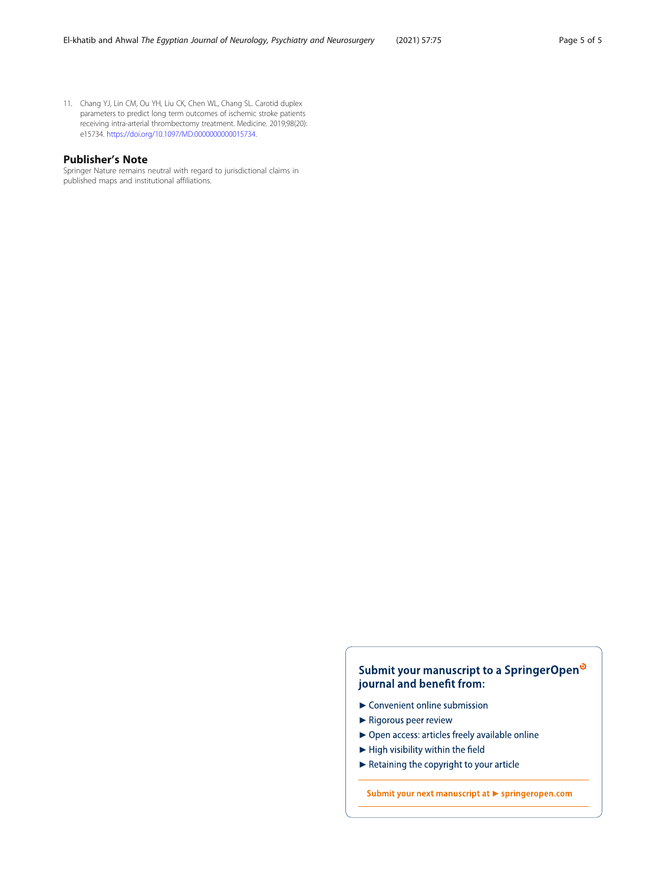11. Chang YJ, Lin CM, Ou YH, Liu CK, Chen WL, Chang SL. Carotid duplex parameters to predict long term outcomes of ischemic stroke patients receiving intra-arterial thrombectomy treatment. Medicine. 2019;98(20): e15734. https://doi.org/10.1097/MD.0000000000015734.

## Publisher's Note

Springer Nature remains neutral with regard to jurisdictional claims in published maps and institutional affiliations.

**Submit your manuscript to a SpringerOpen journal and benefit from:**

- ► Convenient online submission
- ► Rigorous peer review
- ► Open access: articles freely available online
- ► High visibility within the field
- ► Retaining the copyright to your article

**Submit your next manuscript at ► springeropen.com**